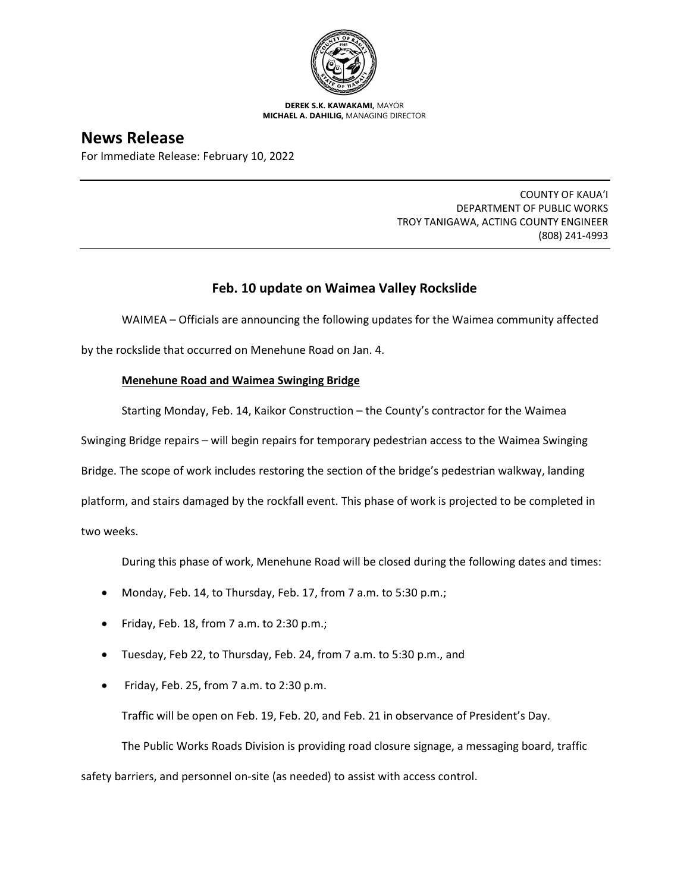**DEREK S.K. KAWAKAMI,** MAYOR
**MICHAEL A. DAHILIG,** MANAGING DIRECTOR

# News Release

For Immediate Release: February 10, 2022

COUNTY OF KAUAʻI
DEPARTMENT OF PUBLIC WORKS
TROY TANIGAWA, ACTING COUNTY ENGINEER
(808) 241-4993

## Feb. 10 update on Waimea Valley Rockslide

WAIMEA – Officials are announcing the following updates for the Waimea community affected by the rockslide that occurred on Menehune Road on Jan. 4.

**Menehune Road and Waimea Swinging Bridge**

Starting Monday, Feb. 14, Kaikor Construction – the County's contractor for the Waimea Swinging Bridge repairs – will begin repairs for temporary pedestrian access to the Waimea Swinging Bridge. The scope of work includes restoring the section of the bridge's pedestrian walkway, landing platform, and stairs damaged by the rockfall event. This phase of work is projected to be completed in two weeks.

During this phase of work, Menehune Road will be closed during the following dates and times:

- Monday, Feb. 14, to Thursday, Feb. 17, from 7 a.m. to 5:30 p.m.;
- Friday, Feb. 18, from 7 a.m. to 2:30 p.m.;
- Tuesday, Feb 22, to Thursday, Feb. 24, from 7 a.m. to 5:30 p.m., and
- Friday, Feb. 25, from 7 a.m. to 2:30 p.m.

Traffic will be open on Feb. 19, Feb. 20, and Feb. 21 in observance of President's Day.

The Public Works Roads Division is providing road closure signage, a messaging board, traffic safety barriers, and personnel on-site (as needed) to assist with access control.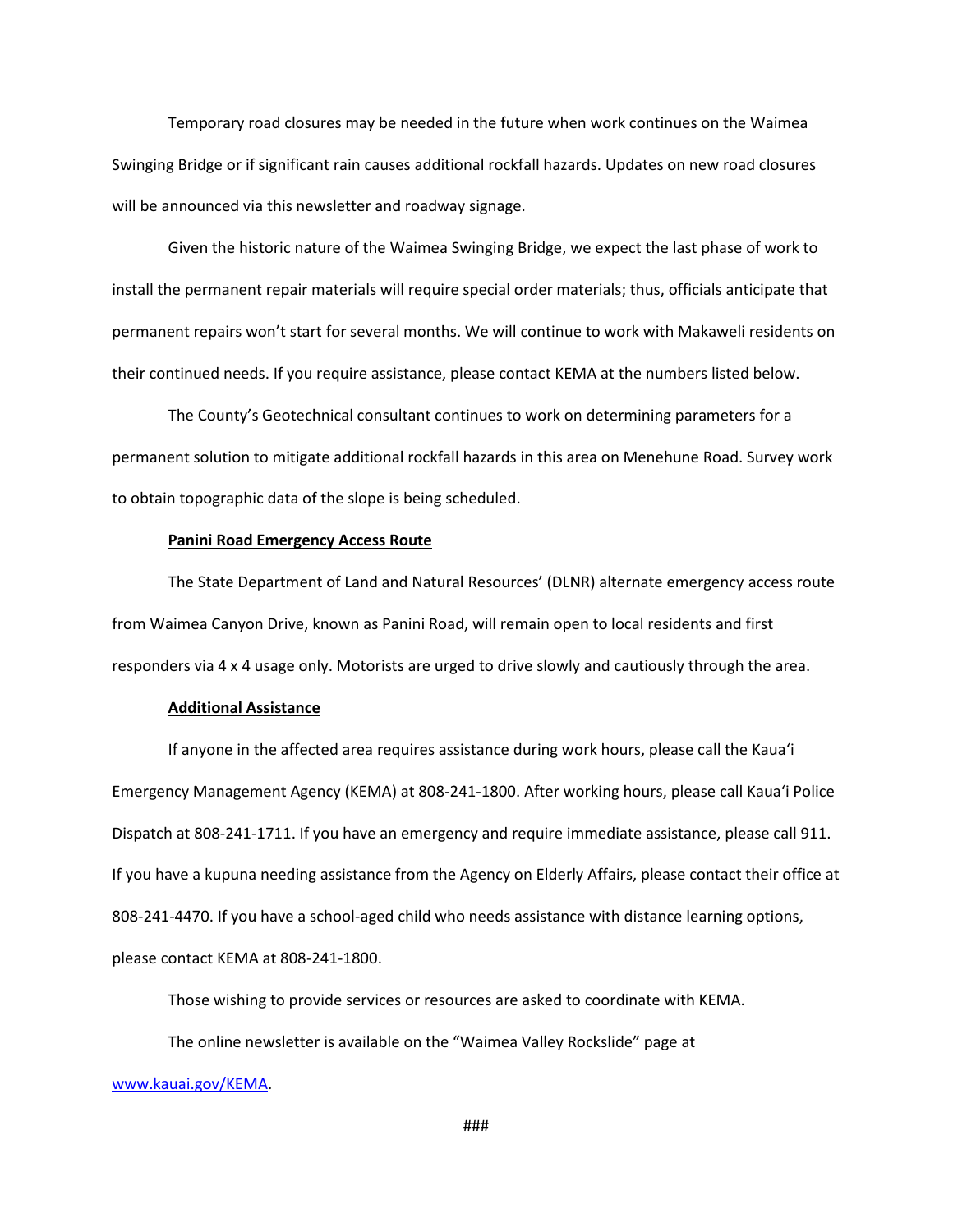Temporary road closures may be needed in the future when work continues on the Waimea Swinging Bridge or if significant rain causes additional rockfall hazards. Updates on new road closures will be announced via this newsletter and roadway signage.

Given the historic nature of the Waimea Swinging Bridge, we expect the last phase of work to install the permanent repair materials will require special order materials; thus, officials anticipate that permanent repairs won't start for several months. We will continue to work with Makaweli residents on their continued needs. If you require assistance, please contact KEMA at the numbers listed below.

The County's Geotechnical consultant continues to work on determining parameters for a permanent solution to mitigate additional rockfall hazards in this area on Menehune Road. Survey work to obtain topographic data of the slope is being scheduled.

**Panini Road Emergency Access Route**

The State Department of Land and Natural Resources' (DLNR) alternate emergency access route from Waimea Canyon Drive, known as Panini Road, will remain open to local residents and first responders via 4 x 4 usage only. Motorists are urged to drive slowly and cautiously through the area.

**Additional Assistance**

If anyone in the affected area requires assistance during work hours, please call the Kaua'i Emergency Management Agency (KEMA) at 808-241-1800. After working hours, please call Kaua'i Police Dispatch at 808-241-1711. If you have an emergency and require immediate assistance, please call 911. If you have a kupuna needing assistance from the Agency on Elderly Affairs, please contact their office at 808-241-4470. If you have a school-aged child who needs assistance with distance learning options, please contact KEMA at 808-241-1800.

Those wishing to provide services or resources are asked to coordinate with KEMA.

The online newsletter is available on the "Waimea Valley Rockslide" page at [www.kauai.gov/KEMA](http://www.kauai.gov/KEMA).

###